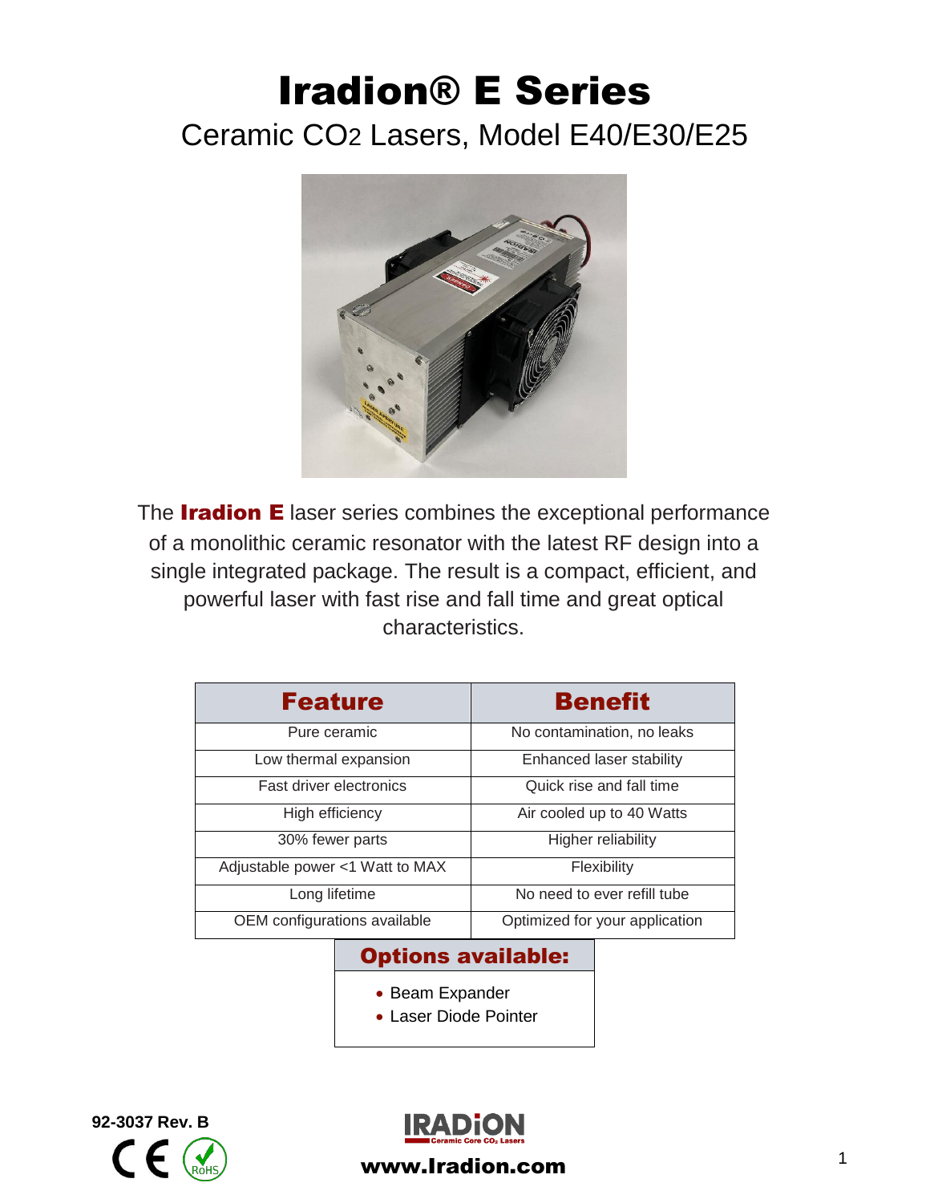# Iradion® E Series

## Ceramic $CO_2$ Lasers, Model E40/E30/E25

The **Iradion E** laser series combines the exceptional performance of a monolithic ceramic resonator with the latest RF design into a single integrated package. The result is a compact, efficient, and powerful laser with fast rise and fall time and great optical characteristics.

| Feature | Benefit |
|---|---|
| Pure ceramic | No contamination, no leaks |
| Low thermal expansion | Enhanced laser stability |
| Fast driver electronics | Quick rise and fall time |
| High efficiency | Air cooled up to 40 Watts |
| 30% fewer parts | Higher reliability |
| Adjustable power <1 Watt to MAX | Flexibility |
| Long lifetime | No need to ever refill tube |
| OEM configurations available | Optimized for your application |

### Options available:

- Beam Expander
- Laser Diode Pointer

**92-3037 Rev. B**

IRADION Ceramic Core $CO_2$ Lasers

**www.Iradion.com**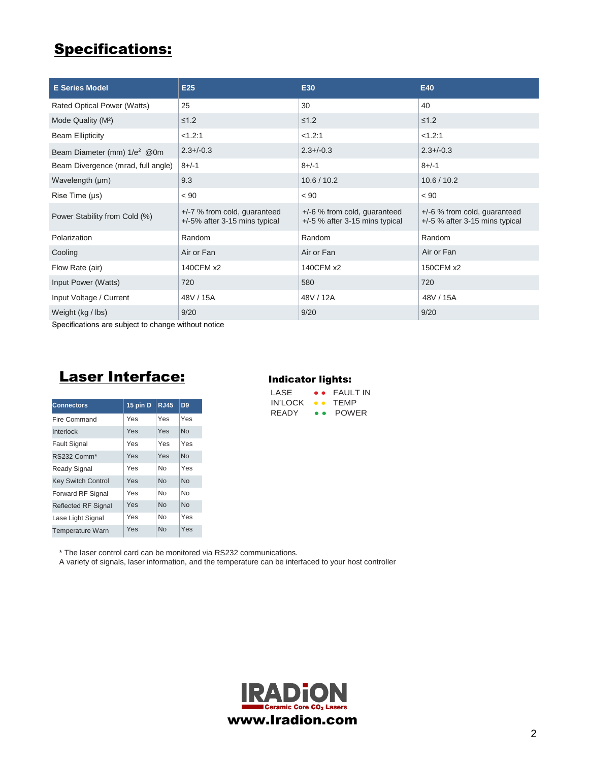## Specifications:

| E Series Model | E25 | E30 | E40 |
|---|---|---|---|
| Rated Optical Power (Watts) | 25 | 30 | 40 |
| Mode Quality ($M^2$) | ≤1.2 | ≤1.2 | ≤1.2 |
| Beam Ellipticity | <1.2:1 | <1.2:1 | <1.2:1 |
| Beam Diameter (mm) $1/e^2$ @0m | 2.3+/-0.3 | 2.3+/-0.3 | 2.3+/-0.3 |
| Beam Divergence (mrad, full angle) | 8+/-1 | 8+/-1 | 8+/-1 |
| Wavelength (µm) | 9.3 | 10.6 / 10.2 | 10.6 / 10.2 |
| Rise Time (µs) | < 90 | < 90 | < 90 |
| Power Stability from Cold (%) | +/-7 % from cold, guaranteed +/-5% after 3-15 mins typical | +/-6 % from cold, guaranteed +/-5 % after 3-15 mins typical | +/-6 % from cold, guaranteed +/-5 % after 3-15 mins typical |
| Polarization | Random | Random | Random |
| Cooling | Air or Fan | Air or Fan | Air or Fan |
| Flow Rate (air) | 140CFM x2 | 140CFM x2 | 150CFM x2 |
| Input Power (Watts) | 720 | 580 | 720 |
| Input Voltage / Current | 48V / 15A | 48V / 12A | 48V / 15A |
| Weight (kg / lbs) | 9/20 | 9/20 | 9/20 |

Specifications are subject to change without notice

## Laser Interface:

| Connectors | 15 pin D | RJ45 | D9 |
|---|---|---|---|
| Fire Command | Yes | Yes | Yes |
| Interlock | Yes | Yes | No |
| Fault Signal | Yes | Yes | Yes |
| RS232 Comm* | Yes | Yes | No |
| Ready Signal | Yes | No | Yes |
| Key Switch Control | Yes | No | No |
| Forward RF Signal | Yes | No | No |
| Reflected RF Signal | Yes | No | No |
| Lase Light Signal | Yes | No | Yes |
| Temperature Warn | Yes | No | Yes |

### Indicator lights:

LASE ● ● FAULT IN
IN'LOCK ● ● TEMP
READY ● ● POWER

* The laser control card can be monitored via RS232 communications.
A variety of signals, laser information, and the temperature can be interfaced to your host controller

IRADiON
Ceramic Core $CO_2$ Lasers
www.Iradion.com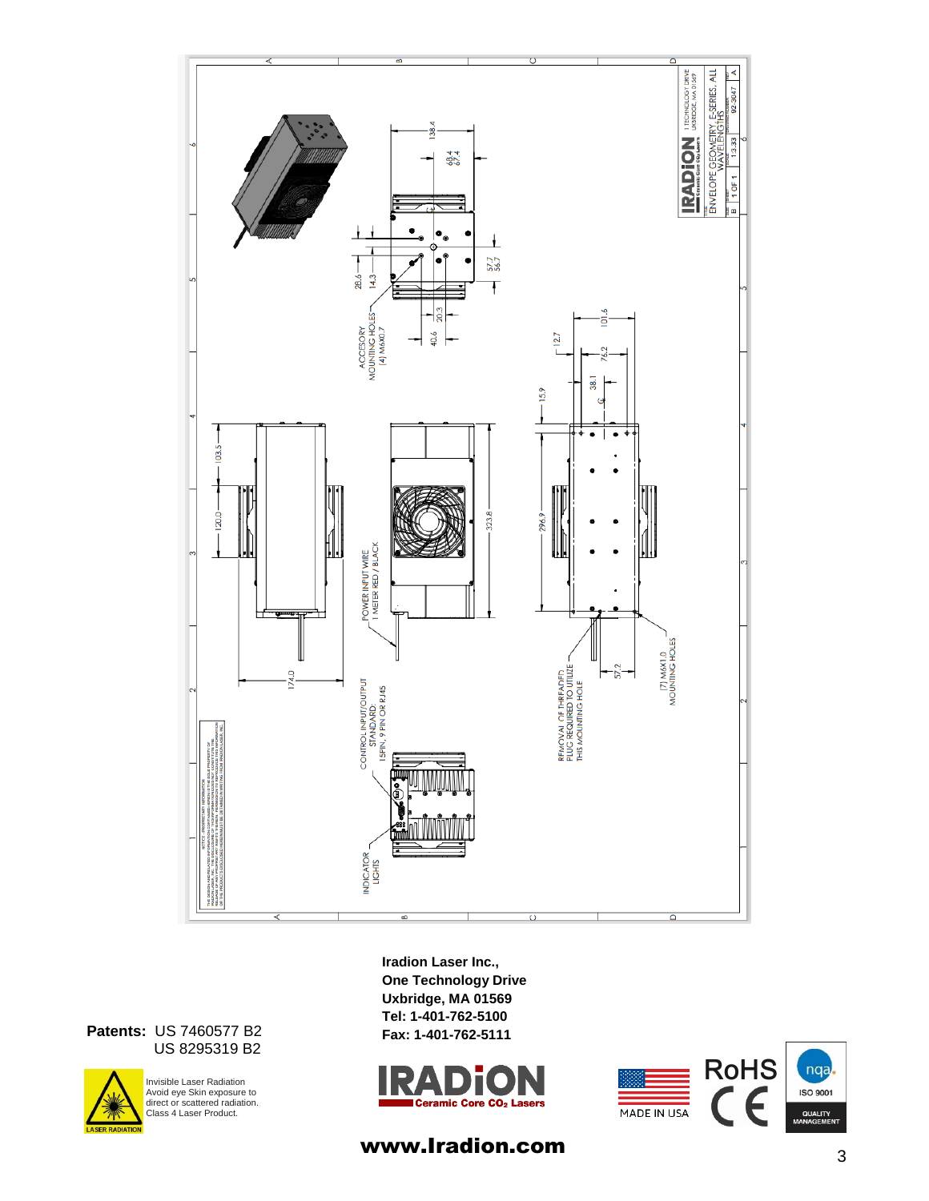ACCESSORY MOUNTING HOLES (4) M6X0.7

POWER INPUT WIRE 1 METER RED / BLACK

CONTROL INPUT/OUTPUT STANDARD: 15PIN, 9 PIN OR RJ45

INDICATOR LIGHTS

REMOVAL OF THREADED PLUG REQUIRED TO UTILIZE THIS MOUNTING HOLE

(7) M6X1.0 MOUNTING HOLES

138.4

68.4

67.4

28.6

14.3

57.7

56.7

40.6

20.3

101.6

12.7

76.2

38.1

15.9

103.5

120.0

323.8

296.9

174.0

57.2

IRADION Ceramic Core $CO_2$ Lasers

1 TECHNOLOGY DRIVE UXBRIDGE, MA 01569

ENVELOPE GEOMETRY, E-SERIES, ALL WAVELENGTHS

B | 1 OF 1 | 1:3.33 | 92-3047 | A

**Patents:** US 7460577 B2
US 8295319 B2

**Iradion Laser Inc.,**
**One Technology Drive**
**Uxbridge, MA 01569**
**Tel: 1-401-762-5100**
**Fax: 1-401-762-5111**

LASER RADIATION

Invisible Laser Radiation
Avoid eye Skin exposure to direct or scattered radiation.
Class 4 Laser Product.

IRADION
Ceramic Core $CO_2$ Lasers

MADE IN USA

RoHS

CE

nqa. ISO 9001 QUALITY MANAGEMENT

**www.Iradion.com**